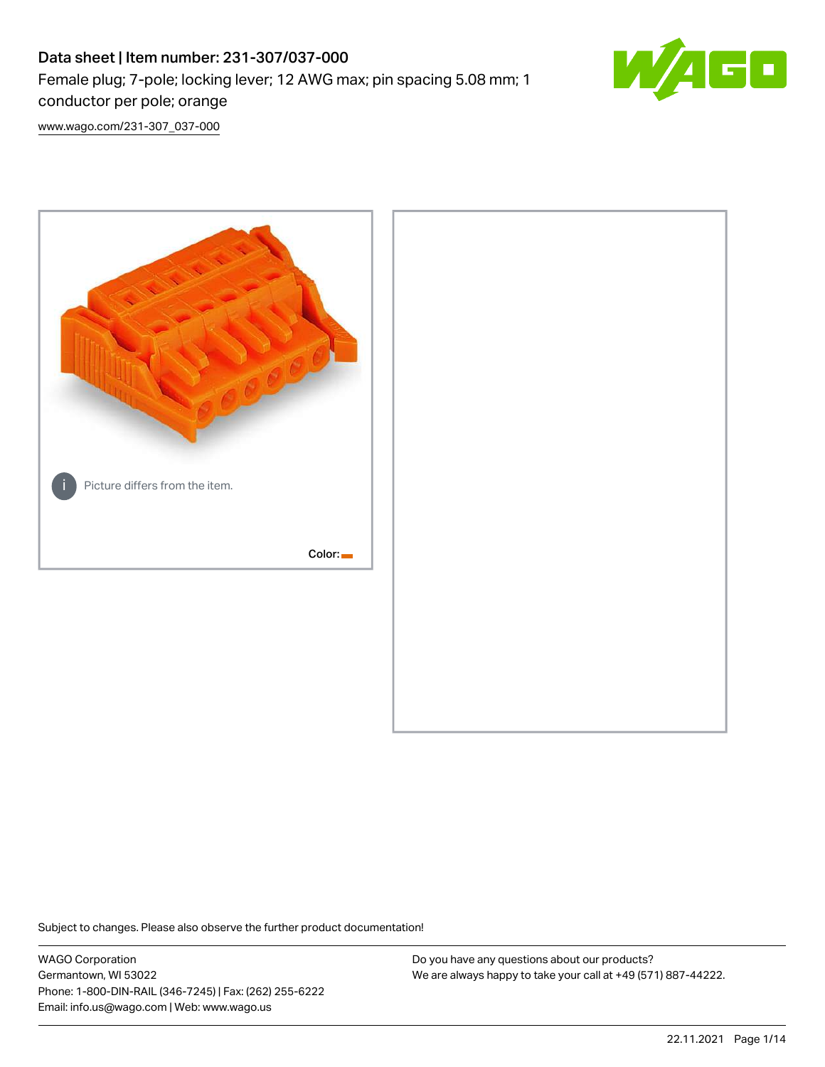# Data sheet | Item number: 231-307/037-000

Female plug; 7-pole; locking lever; 12 AWG max; pin spacing 5.08 mm; 1 conductor per pole; orange

www.wago.com/231-307_037-000

Picture differs from the item.

Color:

Subject to changes. Please also observe the further product documentation!

WAGO Corporation
Germantown, WI 53022
Phone: 1-800-DIN-RAIL (346-7245) | Fax: (262) 255-6222
Email: info.us@wago.com | Web: www.wago.us

Do you have any questions about our products?
We are always happy to take your call at +49 (571) 887-44222.

22.11.2021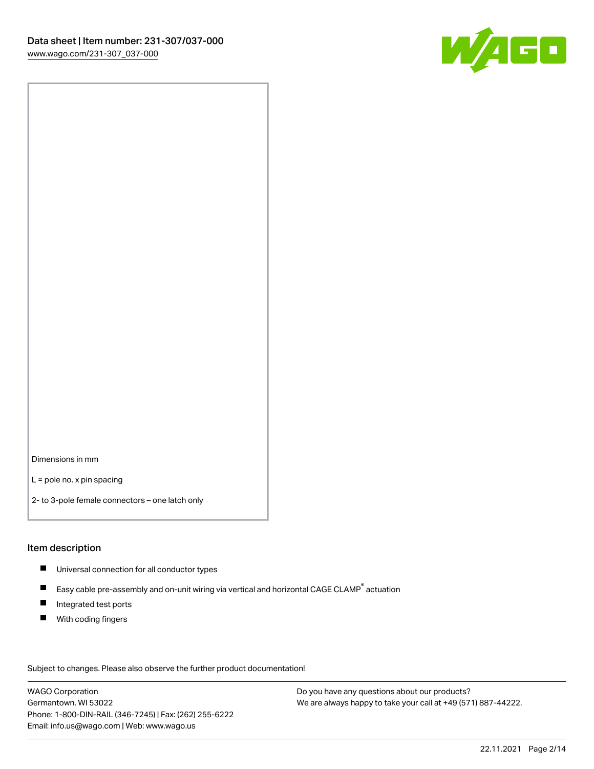Dimensions in mm

L = pole no. x pin spacing

2- to 3-pole female connectors – one latch only

## Item description

- Universal connection for all conductor types
- Easy cable pre-assembly and on-unit wiring via vertical and horizontal CAGE CLAMP® actuation
- Integrated test ports
- With coding fingers

Subject to changes. Please also observe the further product documentation!

WAGO Corporation
Germantown, WI 53022
Phone: 1-800-DIN-RAIL (346-7245) | Fax: (262) 255-6222
Email: info.us@wago.com | Web: www.wago.us

Do you have any questions about our products?
We are always happy to take your call at +49 (571) 887-44222.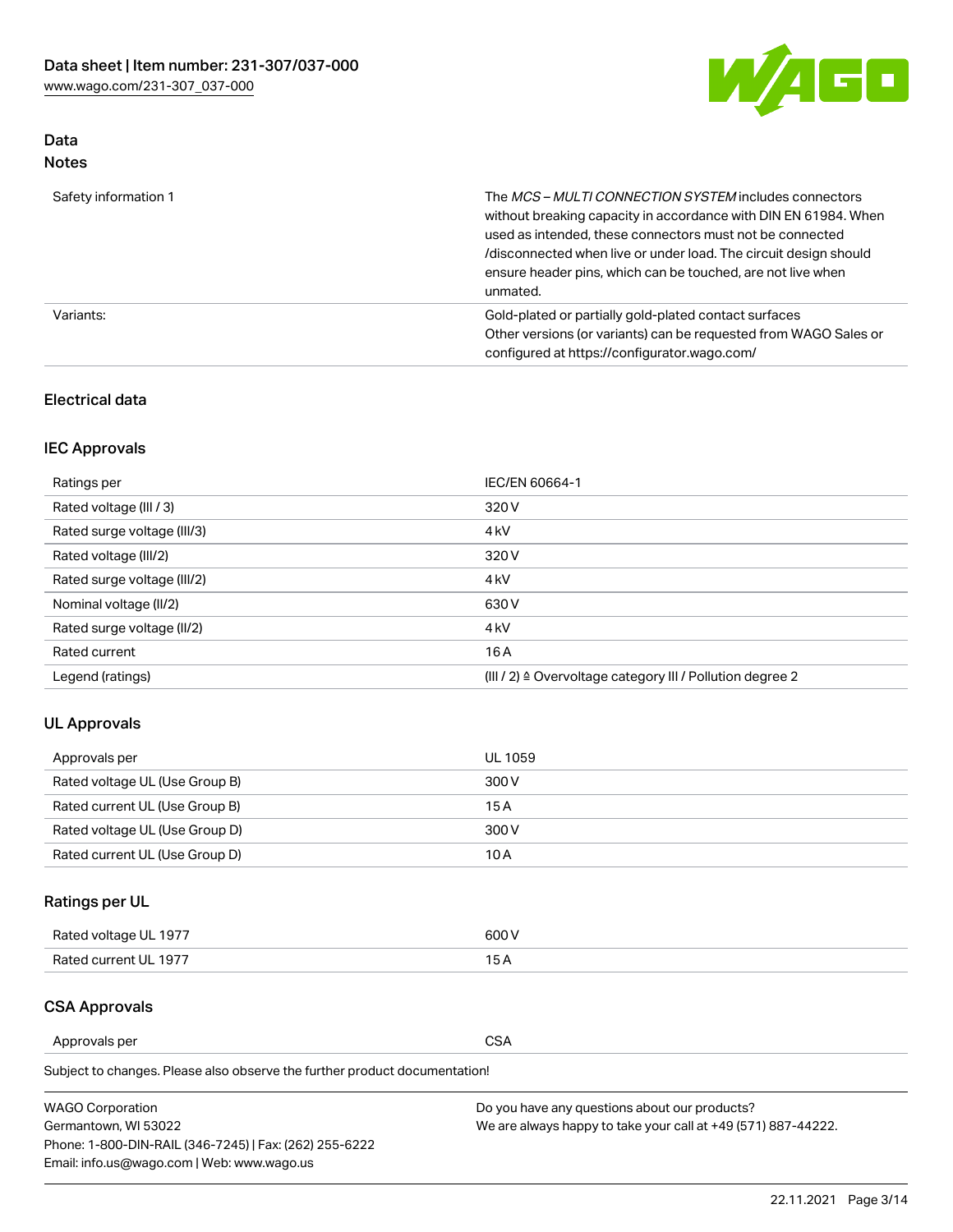## Data
### Notes

| | |
|---|---|
| Safety information 1 | The *MCS – MULTI CONNECTION SYSTEM* includes connectors without breaking capacity in accordance with DIN EN 61984. When used as intended, these connectors must not be connected /disconnected when live or under load. The circuit design should ensure header pins, which can be touched, are not live when unmated. |
| Variants: | Gold-plated or partially gold-plated contact surfaces<br>Other versions (or variants) can be requested from WAGO Sales or configured at https://configurator.wago.com/ |

### Electrical data

#### IEC Approvals

| | |
|---|---|
| Ratings per | IEC/EN 60664-1 |
| Rated voltage (III / 3) | 320 V |
| Rated surge voltage (III/3) | 4 kV |
| Rated voltage (III/2) | 320 V |
| Rated surge voltage (III/2) | 4 kV |
| Nominal voltage (II/2) | 630 V |
| Rated surge voltage (II/2) | 4 kV |
| Rated current | 16 A |
| Legend (ratings) | (III / 2) ≙ Overvoltage category III / Pollution degree 2 |

#### UL Approvals

| | |
|---|---|
| Approvals per | UL 1059 |
| Rated voltage UL (Use Group B) | 300 V |
| Rated current UL (Use Group B) | 15 A |
| Rated voltage UL (Use Group D) | 300 V |
| Rated current UL (Use Group D) | 10 A |

#### Ratings per UL

| | |
|---|---|
| Rated voltage UL 1977 | 600 V |
| Rated current UL 1977 | 15 A |

#### CSA Approvals

| | |
|---|---|
| Approvals per | CSA |

Subject to changes. Please also observe the further product documentation!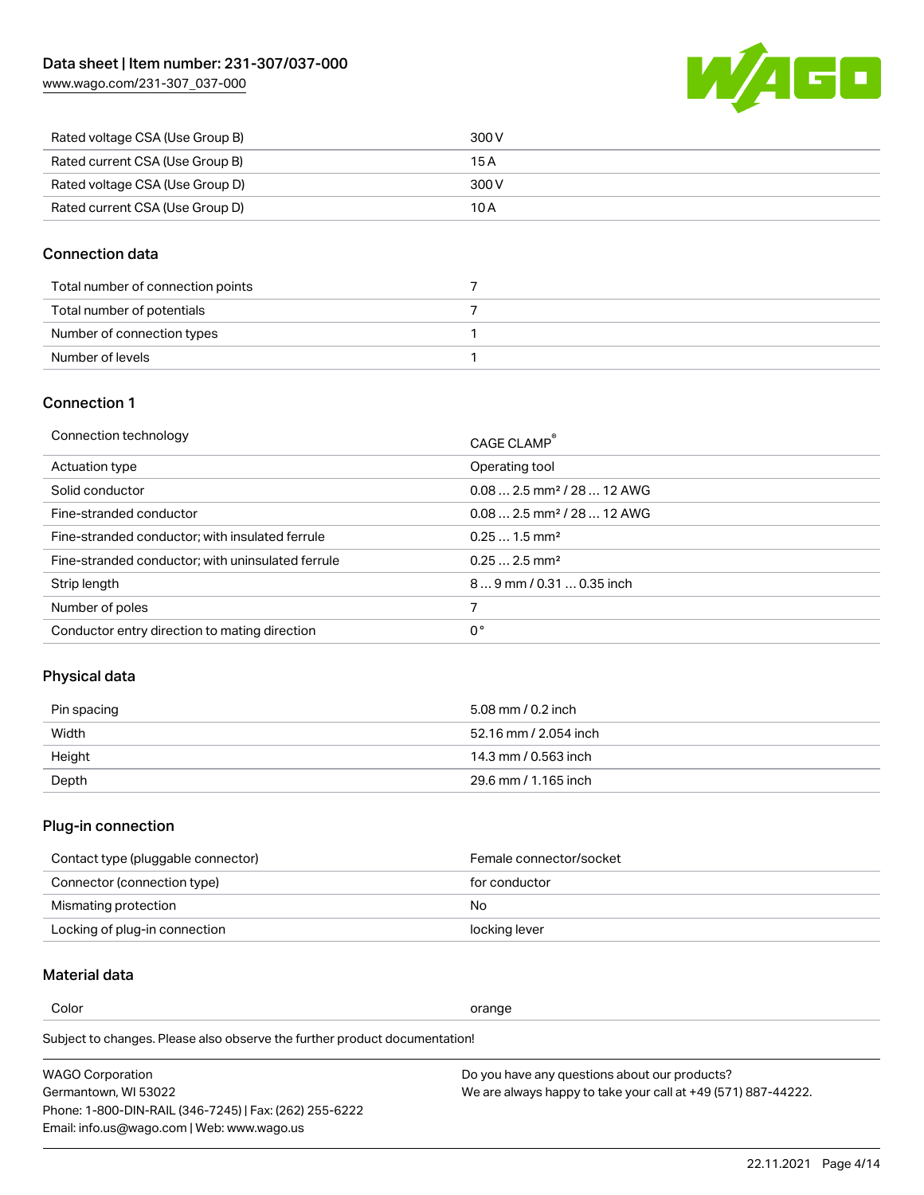| | |
|---|---|
| Rated voltage CSA (Use Group B) | 300 V |
| Rated current CSA (Use Group B) | 15 A |
| Rated voltage CSA (Use Group D) | 300 V |
| Rated current CSA (Use Group D) | 10 A |

## Connection data

| | |
|---|---|
| Total number of connection points | 7 |
| Total number of potentials | 7 |
| Number of connection types | 1 |
| Number of levels | 1 |

## Connection 1

| | |
|---|---|
| Connection technology | CAGE CLAMP® |
| Actuation type | Operating tool |
| Solid conductor | 0.08 … 2.5 mm² / 28 … 12 AWG |
| Fine-stranded conductor | 0.08 … 2.5 mm² / 28 … 12 AWG |
| Fine-stranded conductor; with insulated ferrule | 0.25 … 1.5 mm² |
| Fine-stranded conductor; with uninsulated ferrule | 0.25 … 2.5 mm² |
| Strip length | 8 … 9 mm / 0.31 … 0.35 inch |
| Number of poles | 7 |
| Conductor entry direction to mating direction | 0 ° |

## Physical data

| | |
|---|---|
| Pin spacing | 5.08 mm / 0.2 inch |
| Width | 52.16 mm / 2.054 inch |
| Height | 14.3 mm / 0.563 inch |
| Depth | 29.6 mm / 1.165 inch |

## Plug-in connection

| | |
|---|---|
| Contact type (pluggable connector) | Female connector/socket |
| Connector (connection type) | for conductor |
| Mismating protection | No |
| Locking of plug-in connection | locking lever |

## Material data

| | |
|---|---|
| Color | orange |

Subject to changes. Please also observe the further product documentation!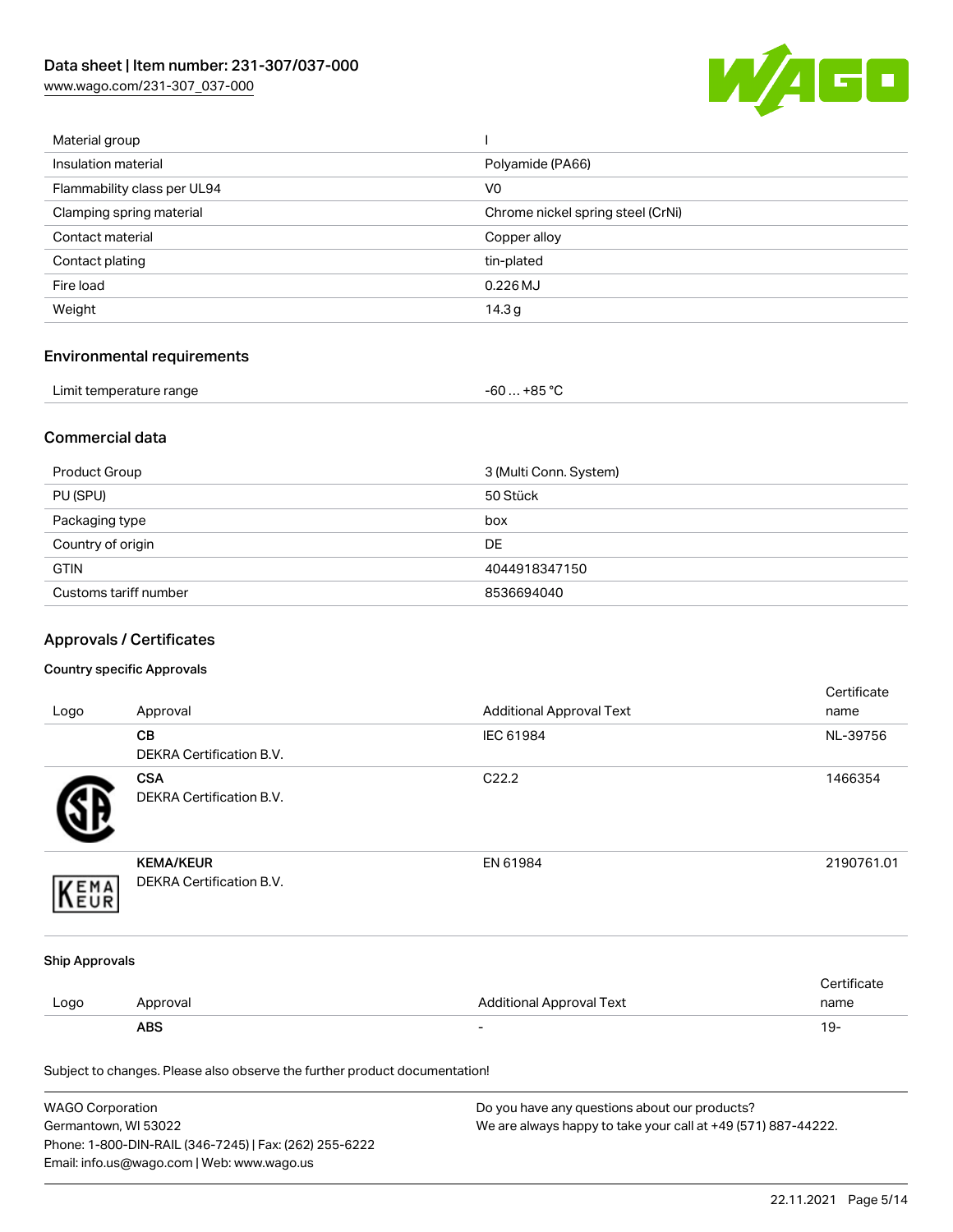| Material group | I |
| --- | --- |
| Insulation material | Polyamide (PA66) |
| Flammability class per UL94 | V0 |
| Clamping spring material | Chrome nickel spring steel (CrNi) |
| Contact material | Copper alloy |
| Contact plating | tin-plated |
| Fire load | 0.226 MJ |
| Weight | 14.3 g |

## Environmental requirements

| Limit temperature range | -60 … +85 °C |
| --- | --- |

## Commercial data

| Product Group | 3 (Multi Conn. System) |
| --- | --- |
| PU (SPU) | 50 Stück |
| Packaging type | box |
| Country of origin | DE |
| GTIN | 4044918347150 |
| Customs tariff number | 8536694040 |

## Approvals / Certificates

### Country specific Approvals

| Logo | Approval | Additional Approval Text | Certificate name |
| --- | --- | --- | --- |
| | **CB** DEKRA Certification B.V. | IEC 61984 | NL-39756 |
| | **CSA** DEKRA Certification B.V. | C22.2 | 1466354 |
| | **KEMA/KEUR** DEKRA Certification B.V. | EN 61984 | 2190761.01 |

### Ship Approvals

| Logo | Approval | Additional Approval Text | Certificate name |
| --- | --- | --- | --- |
| | **ABS** | - | 19- |

Subject to changes. Please also observe the further product documentation!

WAGO Corporation
Germantown, WI 53022
Phone: 1-800-DIN-RAIL (346-7245) | Fax: (262) 255-6222
Email: info.us@wago.com | Web: www.wago.us

Do you have any questions about our products?
We are always happy to take your call at +49 (571) 887-44222.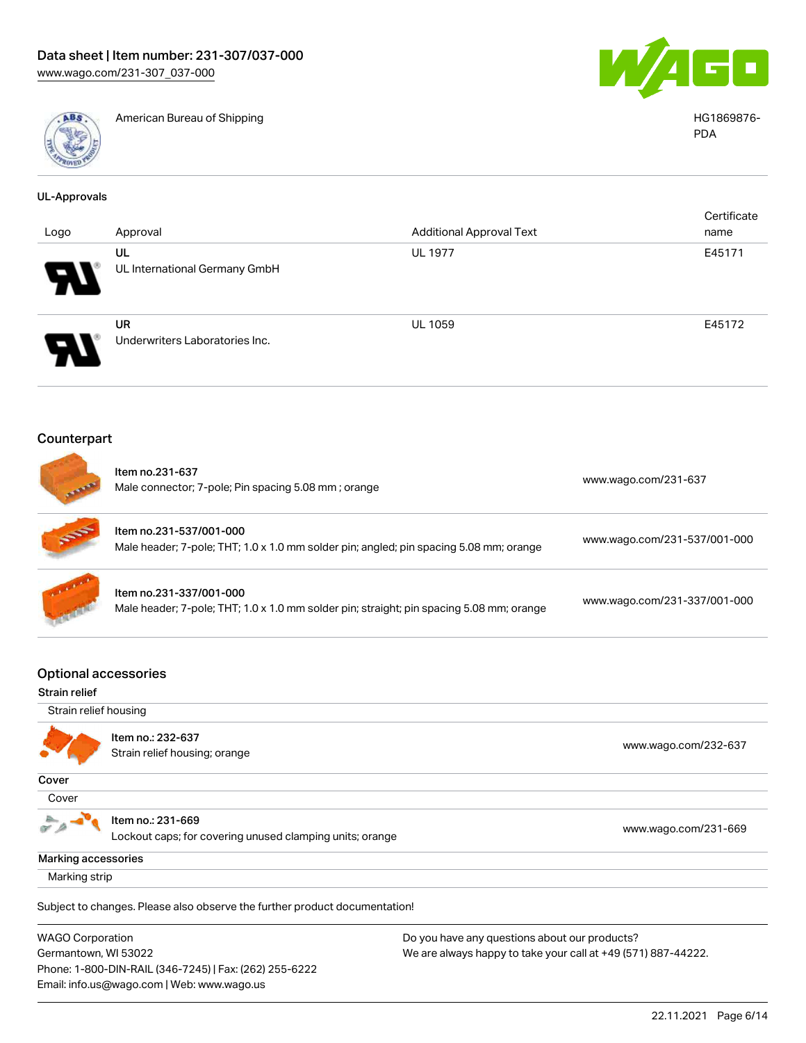| | American Bureau of Shipping | HG1869876-PDA |
|---|---|---|

## UL-Approvals

| Logo | Approval | Additional Approval Text | Certificate name |
|---|---|---|---|
| | UL<br>UL International Germany GmbH | UL 1977 | E45171 |
| | UR<br>Underwriters Laboratories Inc. | UL 1059 | E45172 |

## Counterpart

| | | |
|---|---|---|
| | Item no.231-637<br>Male connector; 7-pole; Pin spacing 5.08 mm ; orange | www.wago.com/231-637 |
| | Item no.231-537/001-000<br>Male header; 7-pole; THT; 1.0 x 1.0 mm solder pin; angled; pin spacing 5.08 mm; orange | www.wago.com/231-537/001-000 |
| | Item no.231-337/001-000<br>Male header; 7-pole; THT; 1.0 x 1.0 mm solder pin; straight; pin spacing 5.08 mm; orange | www.wago.com/231-337/001-000 |

## Optional accessories

### Strain relief

Strain relief housing

| | | |
|---|---|---|
| | Item no.: 232-637<br>Strain relief housing; orange | www.wago.com/232-637 |

### Cover

Cover

| | | |
|---|---|---|
| | Item no.: 231-669<br>Lockout caps; for covering unused clamping units; orange | www.wago.com/231-669 |

### Marking accessories

Marking strip

Subject to changes. Please also observe the further product documentation!

WAGO Corporation
Germantown, WI 53022
Phone: 1-800-DIN-RAIL (346-7245) | Fax: (262) 255-6222
Email: info.us@wago.com | Web: www.wago.us

Do you have any questions about our products?
We are always happy to take your call at +49 (571) 887-44222.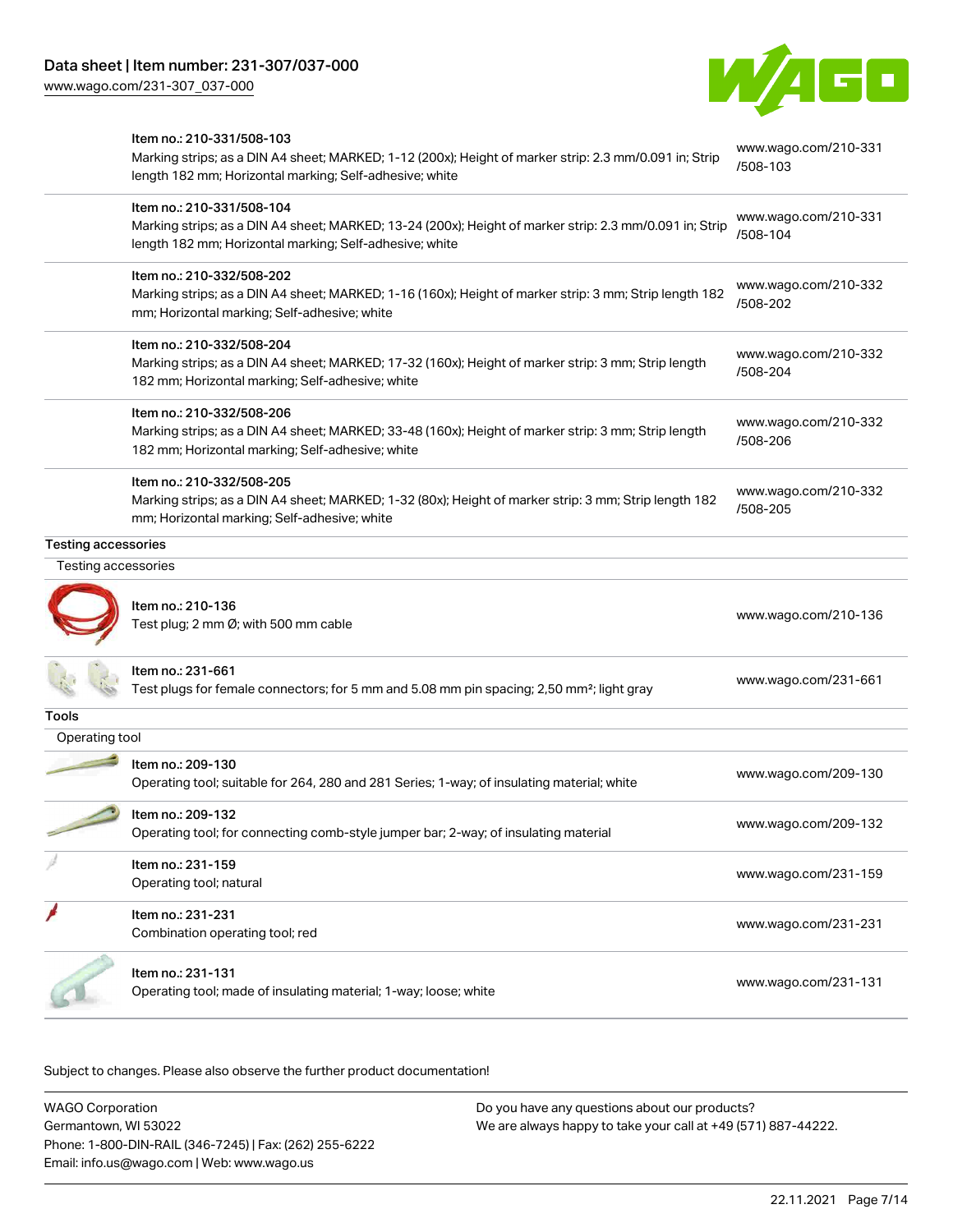| | | |
|---|---|---|
| | Item no.: 210-331/508-103<br>Marking strips; as a DIN A4 sheet; MARKED; 1-12 (200x); Height of marker strip: 2.3 mm/0.091 in; Strip length 182 mm; Horizontal marking; Self-adhesive; white | www.wago.com/210-331/508-103 |
| | Item no.: 210-331/508-104<br>Marking strips; as a DIN A4 sheet; MARKED; 13-24 (200x); Height of marker strip: 2.3 mm/0.091 in; Strip length 182 mm; Horizontal marking; Self-adhesive; white | www.wago.com/210-331/508-104 |
| | Item no.: 210-332/508-202<br>Marking strips; as a DIN A4 sheet; MARKED; 1-16 (160x); Height of marker strip: 3 mm; Strip length 182 mm; Horizontal marking; Self-adhesive; white | www.wago.com/210-332/508-202 |
| | Item no.: 210-332/508-204<br>Marking strips; as a DIN A4 sheet; MARKED; 17-32 (160x); Height of marker strip: 3 mm; Strip length 182 mm; Horizontal marking; Self-adhesive; white | www.wago.com/210-332/508-204 |
| | Item no.: 210-332/508-206<br>Marking strips; as a DIN A4 sheet; MARKED; 33-48 (160x); Height of marker strip: 3 mm; Strip length 182 mm; Horizontal marking; Self-adhesive; white | www.wago.com/210-332/508-206 |
| | Item no.: 210-332/508-205<br>Marking strips; as a DIN A4 sheet; MARKED; 1-32 (80x); Height of marker strip: 3 mm; Strip length 182 mm; Horizontal marking; Self-adhesive; white | www.wago.com/210-332/508-205 |

**Testing accessories**

Testing accessories

| | | |
|---|---|---|
| | Item no.: 210-136<br>Test plug; 2 mm Ø; with 500 mm cable | www.wago.com/210-136 |
| | Item no.: 231-661<br>Test plugs for female connectors; for 5 mm and 5.08 mm pin spacing; 2,50 mm²; light gray | www.wago.com/231-661 |

**Tools**

Operating tool

| | | |
|---|---|---|
| | Item no.: 209-130<br>Operating tool; suitable for 264, 280 and 281 Series; 1-way; of insulating material; white | www.wago.com/209-130 |
| | Item no.: 209-132<br>Operating tool; for connecting comb-style jumper bar; 2-way; of insulating material | www.wago.com/209-132 |
| | Item no.: 231-159<br>Operating tool; natural | www.wago.com/231-159 |
| | Item no.: 231-231<br>Combination operating tool; red | www.wago.com/231-231 |
| | Item no.: 231-131<br>Operating tool; made of insulating material; 1-way; loose; white | www.wago.com/231-131 |

Subject to changes. Please also observe the further product documentation!

WAGO Corporation
Germantown, WI 53022
Phone: 1-800-DIN-RAIL (346-7245) | Fax: (262) 255-6222
Email: info.us@wago.com | Web: www.wago.us

Do you have any questions about our products?
We are always happy to take your call at +49 (571) 887-44222.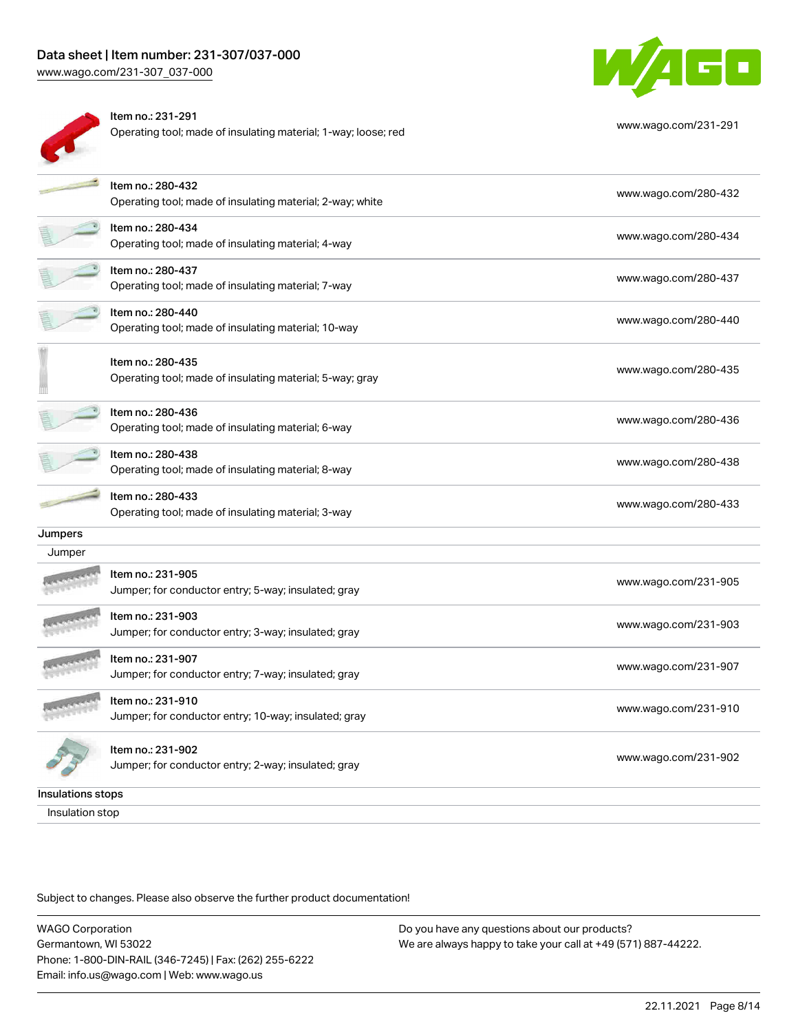| | | |
|---|---|---|
| | Item no.: 231-291<br>Operating tool; made of insulating material; 1-way; loose; red | www.wago.com/231-291 |
| | Item no.: 280-432<br>Operating tool; made of insulating material; 2-way; white | www.wago.com/280-432 |
| | Item no.: 280-434<br>Operating tool; made of insulating material; 4-way | www.wago.com/280-434 |
| | Item no.: 280-437<br>Operating tool; made of insulating material; 7-way | www.wago.com/280-437 |
| | Item no.: 280-440<br>Operating tool; made of insulating material; 10-way | www.wago.com/280-440 |
| | Item no.: 280-435<br>Operating tool; made of insulating material; 5-way; gray | www.wago.com/280-435 |
| | Item no.: 280-436<br>Operating tool; made of insulating material; 6-way | www.wago.com/280-436 |
| | Item no.: 280-438<br>Operating tool; made of insulating material; 8-way | www.wago.com/280-438 |
| | Item no.: 280-433<br>Operating tool; made of insulating material; 3-way | www.wago.com/280-433 |

## Jumpers

Jumper

| | | |
|---|---|---|
| | Item no.: 231-905<br>Jumper; for conductor entry; 5-way; insulated; gray | www.wago.com/231-905 |
| | Item no.: 231-903<br>Jumper; for conductor entry; 3-way; insulated; gray | www.wago.com/231-903 |
| | Item no.: 231-907<br>Jumper; for conductor entry; 7-way; insulated; gray | www.wago.com/231-907 |
| | Item no.: 231-910<br>Jumper; for conductor entry; 10-way; insulated; gray | www.wago.com/231-910 |
| | Item no.: 231-902<br>Jumper; for conductor entry; 2-way; insulated; gray | www.wago.com/231-902 |

## Insulations stops

Insulation stop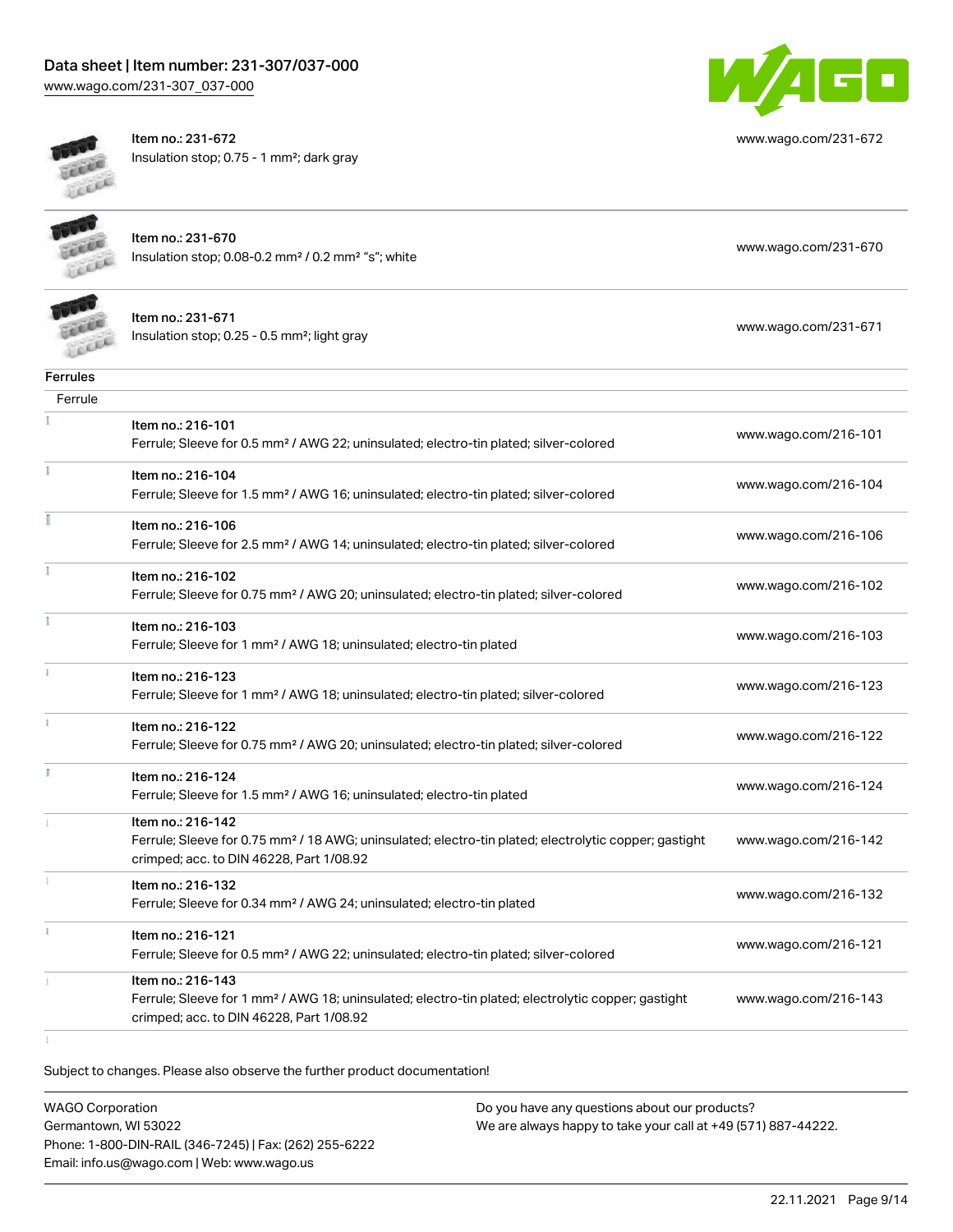| | | |
|---|---|---|
| | Item no.: 231-672<br>Insulation stop; 0.75 - 1 mm²; dark gray | www.wago.com/231-672 |
| | Item no.: 231-670<br>Insulation stop; 0.08-0.2 mm² / 0.2 mm² "s"; white | www.wago.com/231-670 |
| | Item no.: 231-671<br>Insulation stop; 0.25 - 0.5 mm²; light gray | www.wago.com/231-671 |

**Ferrules**

Ferrule

| | | |
|---|---|---|
| | Item no.: 216-101<br>Ferrule; Sleeve for 0.5 mm² / AWG 22; uninsulated; electro-tin plated; silver-colored | www.wago.com/216-101 |
| | Item no.: 216-104<br>Ferrule; Sleeve for 1.5 mm² / AWG 16; uninsulated; electro-tin plated; silver-colored | www.wago.com/216-104 |
| | Item no.: 216-106<br>Ferrule; Sleeve for 2.5 mm² / AWG 14; uninsulated; electro-tin plated; silver-colored | www.wago.com/216-106 |
| | Item no.: 216-102<br>Ferrule; Sleeve for 0.75 mm² / AWG 20; uninsulated; electro-tin plated; silver-colored | www.wago.com/216-102 |
| | Item no.: 216-103<br>Ferrule; Sleeve for 1 mm² / AWG 18; uninsulated; electro-tin plated | www.wago.com/216-103 |
| | Item no.: 216-123<br>Ferrule; Sleeve for 1 mm² / AWG 18; uninsulated; electro-tin plated; silver-colored | www.wago.com/216-123 |
| | Item no.: 216-122<br>Ferrule; Sleeve for 0.75 mm² / AWG 20; uninsulated; electro-tin plated; silver-colored | www.wago.com/216-122 |
| | Item no.: 216-124<br>Ferrule; Sleeve for 1.5 mm² / AWG 16; uninsulated; electro-tin plated | www.wago.com/216-124 |
| | Item no.: 216-142<br>Ferrule; Sleeve for 0.75 mm² / 18 AWG; uninsulated; electro-tin plated; electrolytic copper; gastight crimped; acc. to DIN 46228, Part 1/08.92 | www.wago.com/216-142 |
| | Item no.: 216-132<br>Ferrule; Sleeve for 0.34 mm² / AWG 24; uninsulated; electro-tin plated | www.wago.com/216-132 |
| | Item no.: 216-121<br>Ferrule; Sleeve for 0.5 mm² / AWG 22; uninsulated; electro-tin plated; silver-colored | www.wago.com/216-121 |
| | Item no.: 216-143<br>Ferrule; Sleeve for 1 mm² / AWG 18; uninsulated; electro-tin plated; electrolytic copper; gastight crimped; acc. to DIN 46228, Part 1/08.92 | www.wago.com/216-143 |

Subject to changes. Please also observe the further product documentation!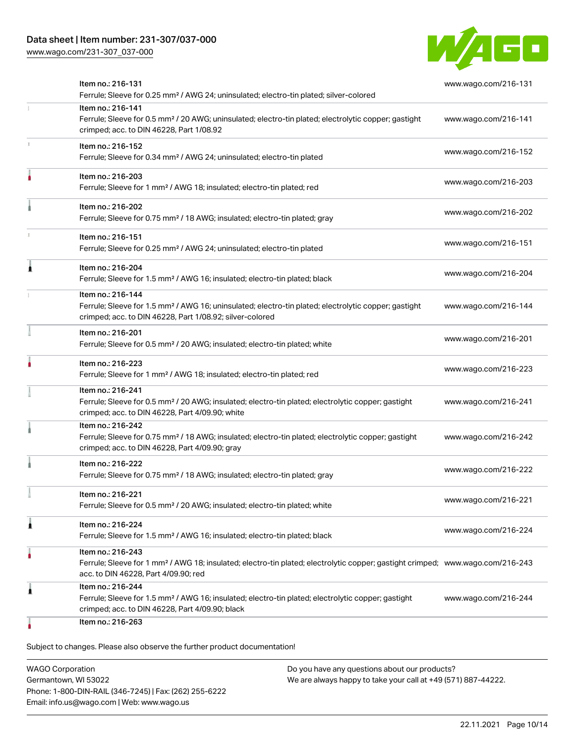| Item | Link |
| --- | --- |
| Item no.: 216-131<br>Ferrule; Sleeve for 0.25 mm² / AWG 24; uninsulated; electro-tin plated; silver-colored | www.wago.com/216-131 |
| Item no.: 216-141<br>Ferrule; Sleeve for 0.5 mm² / 20 AWG; uninsulated; electro-tin plated; electrolytic copper; gastight crimped; acc. to DIN 46228, Part 1/08.92 | www.wago.com/216-141 |
| Item no.: 216-152<br>Ferrule; Sleeve for 0.34 mm² / AWG 24; uninsulated; electro-tin plated | www.wago.com/216-152 |
| Item no.: 216-203<br>Ferrule; Sleeve for 1 mm² / AWG 18; insulated; electro-tin plated; red | www.wago.com/216-203 |
| Item no.: 216-202<br>Ferrule; Sleeve for 0.75 mm² / 18 AWG; insulated; electro-tin plated; gray | www.wago.com/216-202 |
| Item no.: 216-151<br>Ferrule; Sleeve for 0.25 mm² / AWG 24; uninsulated; electro-tin plated | www.wago.com/216-151 |
| Item no.: 216-204<br>Ferrule; Sleeve for 1.5 mm² / AWG 16; insulated; electro-tin plated; black | www.wago.com/216-204 |
| Item no.: 216-144<br>Ferrule; Sleeve for 1.5 mm² / AWG 16; uninsulated; electro-tin plated; electrolytic copper; gastight crimped; acc. to DIN 46228, Part 1/08.92; silver-colored | www.wago.com/216-144 |
| Item no.: 216-201<br>Ferrule; Sleeve for 0.5 mm² / 20 AWG; insulated; electro-tin plated; white | www.wago.com/216-201 |
| Item no.: 216-223<br>Ferrule; Sleeve for 1 mm² / AWG 18; insulated; electro-tin plated; red | www.wago.com/216-223 |
| Item no.: 216-241<br>Ferrule; Sleeve for 0.5 mm² / 20 AWG; insulated; electro-tin plated; electrolytic copper; gastight crimped; acc. to DIN 46228, Part 4/09.90; white | www.wago.com/216-241 |
| Item no.: 216-242<br>Ferrule; Sleeve for 0.75 mm² / 18 AWG; insulated; electro-tin plated; electrolytic copper; gastight crimped; acc. to DIN 46228, Part 4/09.90; gray | www.wago.com/216-242 |
| Item no.: 216-222<br>Ferrule; Sleeve for 0.75 mm² / 18 AWG; insulated; electro-tin plated; gray | www.wago.com/216-222 |
| Item no.: 216-221<br>Ferrule; Sleeve for 0.5 mm² / 20 AWG; insulated; electro-tin plated; white | www.wago.com/216-221 |
| Item no.: 216-224<br>Ferrule; Sleeve for 1.5 mm² / AWG 16; insulated; electro-tin plated; black | www.wago.com/216-224 |
| Item no.: 216-243<br>Ferrule; Sleeve for 1 mm² / AWG 18; insulated; electro-tin plated; electrolytic copper; gastight crimped; acc. to DIN 46228, Part 4/09.90; red | www.wago.com/216-243 |
| Item no.: 216-244<br>Ferrule; Sleeve for 1.5 mm² / AWG 16; insulated; electro-tin plated; electrolytic copper; gastight crimped; acc. to DIN 46228, Part 4/09.90; black | www.wago.com/216-244 |
| Item no.: 216-263 | |

Subject to changes. Please also observe the further product documentation!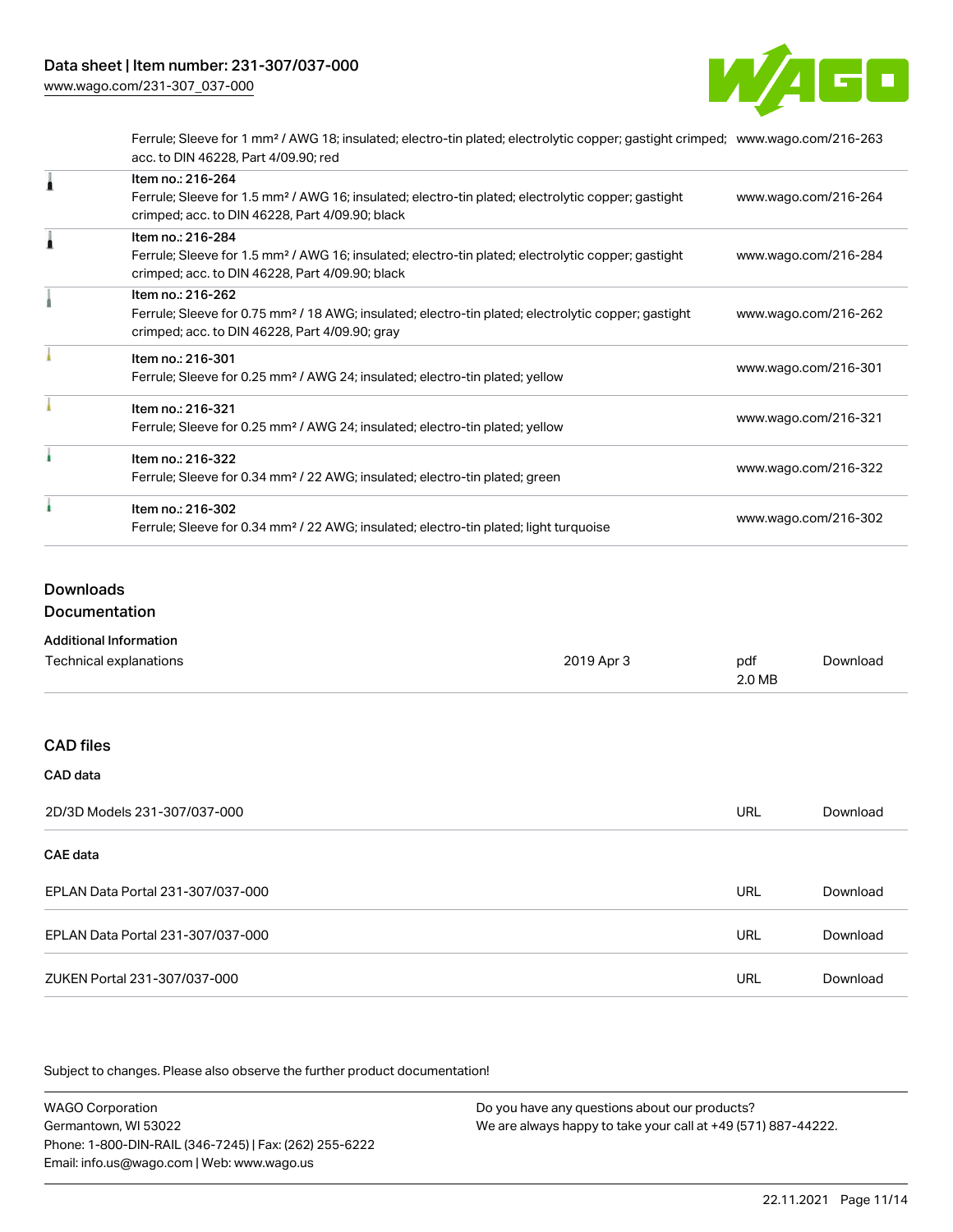| | | |
|---|---|---|
| | Ferrule; Sleeve for 1 mm² / AWG 18; insulated; electro-tin plated; electrolytic copper; gastight crimped; acc. to DIN 46228, Part 4/09.90; red | www.wago.com/216-263 |
| | Item no.: 216-264<br>Ferrule; Sleeve for 1.5 mm² / AWG 16; insulated; electro-tin plated; electrolytic copper; gastight crimped; acc. to DIN 46228, Part 4/09.90; black | www.wago.com/216-264 |
| | Item no.: 216-284<br>Ferrule; Sleeve for 1.5 mm² / AWG 16; insulated; electro-tin plated; electrolytic copper; gastight crimped; acc. to DIN 46228, Part 4/09.90; black | www.wago.com/216-284 |
| | Item no.: 216-262<br>Ferrule; Sleeve for 0.75 mm² / 18 AWG; insulated; electro-tin plated; electrolytic copper; gastight crimped; acc. to DIN 46228, Part 4/09.90; gray | www.wago.com/216-262 |
| | Item no.: 216-301<br>Ferrule; Sleeve for 0.25 mm² / AWG 24; insulated; electro-tin plated; yellow | www.wago.com/216-301 |
| | Item no.: 216-321<br>Ferrule; Sleeve for 0.25 mm² / AWG 24; insulated; electro-tin plated; yellow | www.wago.com/216-321 |
| | Item no.: 216-322<br>Ferrule; Sleeve for 0.34 mm² / 22 AWG; insulated; electro-tin plated; green | www.wago.com/216-322 |
| | Item no.: 216-302<br>Ferrule; Sleeve for 0.34 mm² / 22 AWG; insulated; electro-tin plated; light turquoise | www.wago.com/216-302 |

## Downloads

### Documentation

**Additional Information**

| | | | |
|---|---|---|---|
| Technical explanations | 2019 Apr 3 | pdf<br>2.0 MB | Download |

## CAD files

**CAD data**

| | | |
|---|---|---|
| 2D/3D Models 231-307/037-000 | URL | Download |

**CAE data**

| | | |
|---|---|---|
| EPLAN Data Portal 231-307/037-000 | URL | Download |
| EPLAN Data Portal 231-307/037-000 | URL | Download |
| ZUKEN Portal 231-307/037-000 | URL | Download |

Subject to changes. Please also observe the further product documentation!

WAGO Corporation
Germantown, WI 53022
Phone: 1-800-DIN-RAIL (346-7245) | Fax: (262) 255-6222
Email: info.us@wago.com | Web: www.wago.us

Do you have any questions about our products?
We are always happy to take your call at +49 (571) 887-44222.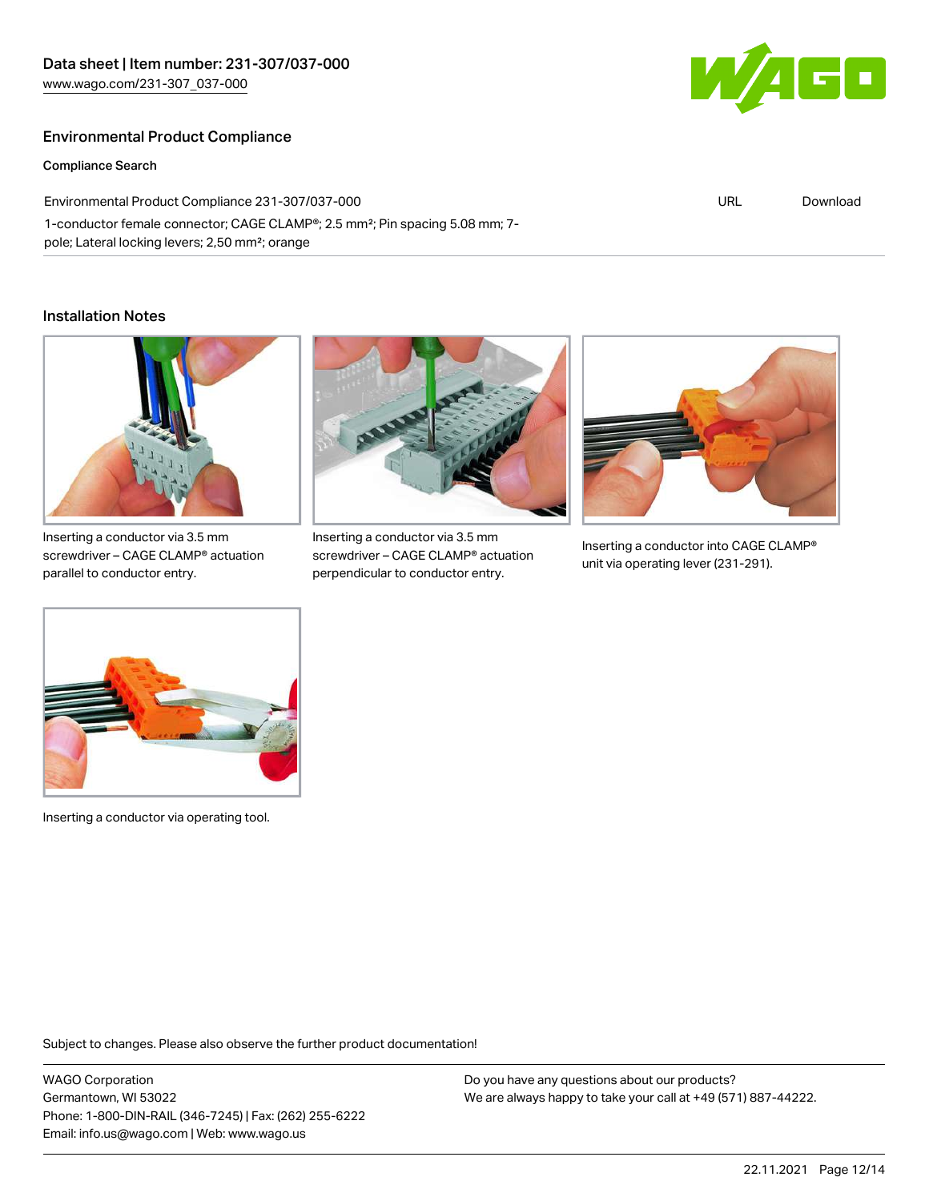## Environmental Product Compliance

### Compliance Search

| Environmental Product Compliance 231-307/037-000 | URL | Download |
| --- | --- | --- |
| 1-conductor female connector; CAGE CLAMP®; 2.5 mm²; Pin spacing 5.08 mm; 7-pole; Lateral locking levers; 2,50 mm²; orange | | |

## Installation Notes

Inserting a conductor via 3.5 mm screwdriver – CAGE CLAMP® actuation parallel to conductor entry.

Inserting a conductor via 3.5 mm screwdriver – CAGE CLAMP® actuation perpendicular to conductor entry.

Inserting a conductor into CAGE CLAMP® unit via operating lever (231-291).

Inserting a conductor via operating tool.

Subject to changes. Please also observe the further product documentation!

WAGO Corporation
Germantown, WI 53022
Phone: 1-800-DIN-RAIL (346-7245) | Fax: (262) 255-6222
Email: info.us@wago.com | Web: www.wago.us

Do you have any questions about our products?
We are always happy to take your call at +49 (571) 887-44222.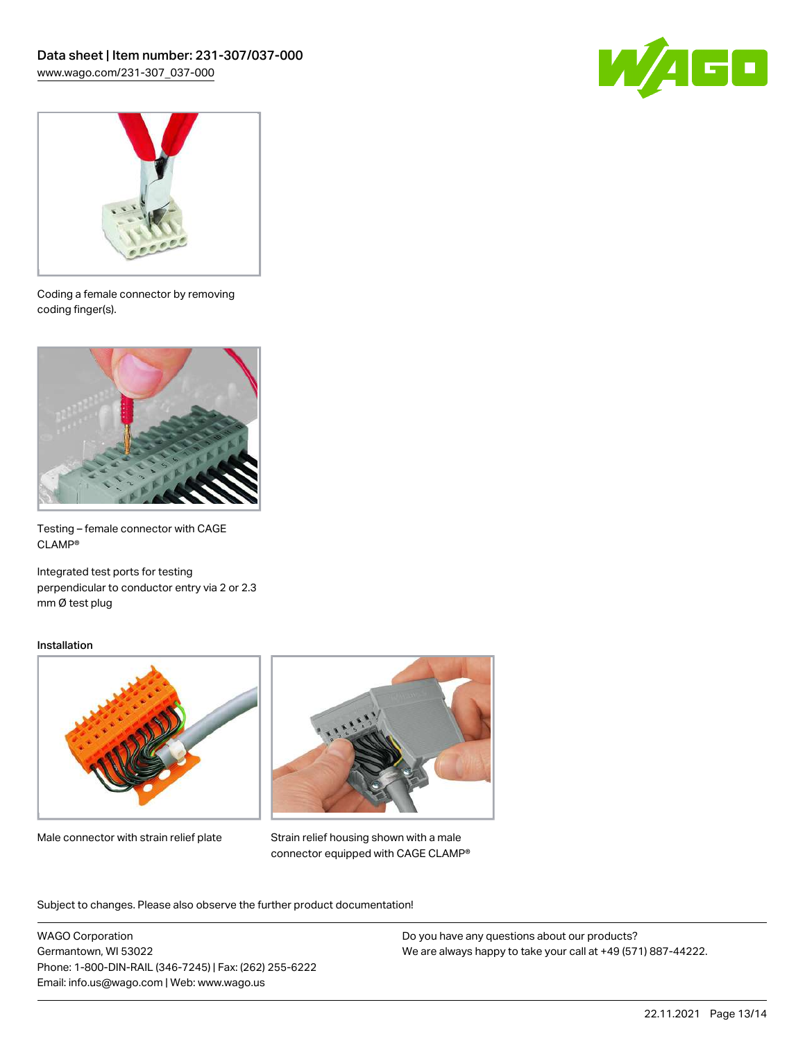Coding a female connector by removing coding finger(s).

Testing – female connector with CAGE CLAMP®

Integrated test ports for testing perpendicular to conductor entry via 2 or 2.3 mm Ø test plug

### Installation

Male connector with strain relief plate

Strain relief housing shown with a male connector equipped with CAGE CLAMP®

Subject to changes. Please also observe the further product documentation!

WAGO Corporation
Germantown, WI 53022
Phone: 1-800-DIN-RAIL (346-7245) | Fax: (262) 255-6222
Email: info.us@wago.com | Web: www.wago.us

Do you have any questions about our products?
We are always happy to take your call at +49 (571) 887-44222.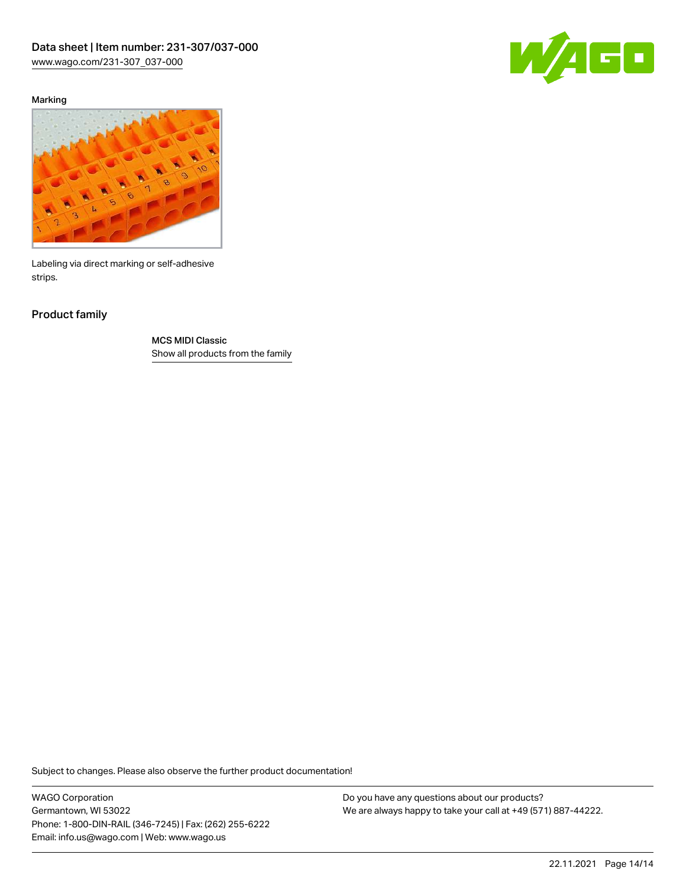Marking

Labeling via direct marking or self-adhesive strips.

## Product family

MCS MIDI Classic

Show all products from the family

Subject to changes. Please also observe the further product documentation!

WAGO Corporation
Germantown, WI 53022
Phone: 1-800-DIN-RAIL (346-7245) | Fax: (262) 255-6222
Email: info.us@wago.com | Web: www.wago.us

Do you have any questions about our products?
We are always happy to take your call at +49 (571) 887-44222.